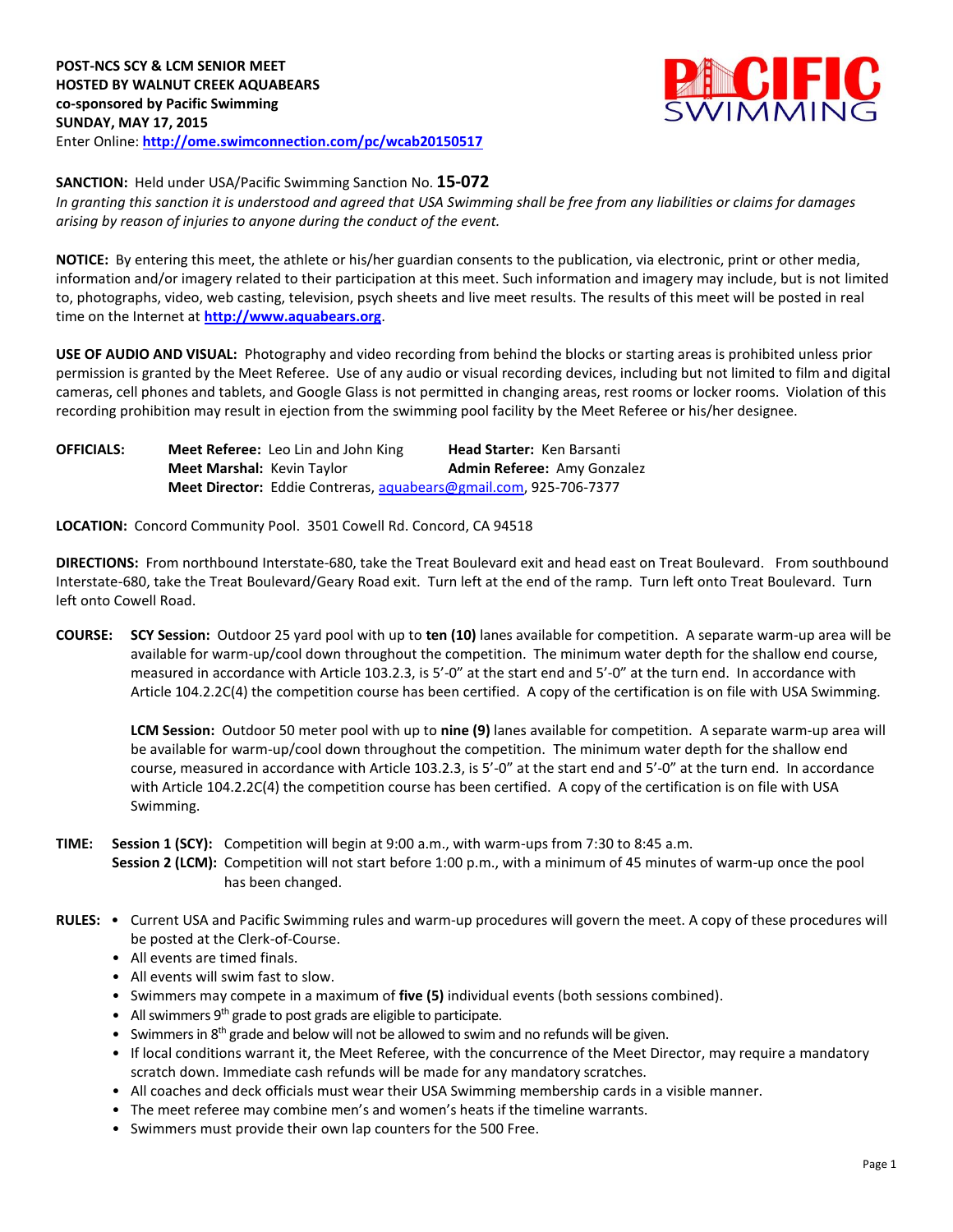**POST-NCS SCY & LCM SENIOR MEET**
**HOSTED BY WALNUT CREEK AQUABEARS**
**co-sponsored by Pacific Swimming**
**SUNDAY, MAY 17, 2015**
Enter Online: **http://ome.swimconnection.com/pc/wcab20150517**

**SANCTION:** Held under USA/Pacific Swimming Sanction No. **15-072**
*In granting this sanction it is understood and agreed that USA Swimming shall be free from any liabilities or claims for damages arising by reason of injuries to anyone during the conduct of the event.*

**NOTICE:** By entering this meet, the athlete or his/her guardian consents to the publication, via electronic, print or other media, information and/or imagery related to their participation at this meet. Such information and imagery may include, but is not limited to, photographs, video, web casting, television, psych sheets and live meet results. The results of this meet will be posted in real time on the Internet at **http://www.aquabears.org**.

**USE OF AUDIO AND VISUAL:** Photography and video recording from behind the blocks or starting areas is prohibited unless prior permission is granted by the Meet Referee. Use of any audio or visual recording devices, including but not limited to film and digital cameras, cell phones and tablets, and Google Glass is not permitted in changing areas, rest rooms or locker rooms. Violation of this recording prohibition may result in ejection from the swimming pool facility by the Meet Referee or his/her designee.

**OFFICIALS:**
**Meet Referee:** Leo Lin and John King
**Head Starter:** Ken Barsanti
**Meet Marshal:** Kevin Taylor
**Admin Referee:** Amy Gonzalez
**Meet Director:** Eddie Contreras, aquabears@gmail.com, 925-706-7377

**LOCATION:** Concord Community Pool. 3501 Cowell Rd. Concord, CA 94518

**DIRECTIONS:** From northbound Interstate-680, take the Treat Boulevard exit and head east on Treat Boulevard. From southbound Interstate-680, take the Treat Boulevard/Geary Road exit. Turn left at the end of the ramp. Turn left onto Treat Boulevard. Turn left onto Cowell Road.

**COURSE:** **SCY Session:** Outdoor 25 yard pool with up to **ten (10)** lanes available for competition. A separate warm-up area will be available for warm-up/cool down throughout the competition. The minimum water depth for the shallow end course, measured in accordance with Article 103.2.3, is 5'-0" at the start end and 5'-0" at the turn end. In accordance with Article 104.2.2C(4) the competition course has been certified. A copy of the certification is on file with USA Swimming.

**LCM Session:** Outdoor 50 meter pool with up to **nine (9)** lanes available for competition. A separate warm-up area will be available for warm-up/cool down throughout the competition. The minimum water depth for the shallow end course, measured in accordance with Article 103.2.3, is 5'-0" at the start end and 5'-0" at the turn end. In accordance with Article 104.2.2C(4) the competition course has been certified. A copy of the certification is on file with USA Swimming.

**TIME:** **Session 1 (SCY):** Competition will begin at 9:00 a.m., with warm-ups from 7:30 to 8:45 a.m.
**Session 2 (LCM):** Competition will not start before 1:00 p.m., with a minimum of 45 minutes of warm-up once the pool has been changed.

**RULES:**

- Current USA and Pacific Swimming rules and warm-up procedures will govern the meet. A copy of these procedures will be posted at the Clerk-of-Course.
- All events are timed finals.
- All events will swim fast to slow.
- Swimmers may compete in a maximum of **five (5)** individual events (both sessions combined).
- All swimmers 9th grade to post grads are eligible to participate.
- Swimmers in 8th grade and below will not be allowed to swim and no refunds will be given.
- If local conditions warrant it, the Meet Referee, with the concurrence of the Meet Director, may require a mandatory scratch down. Immediate cash refunds will be made for any mandatory scratches.
- All coaches and deck officials must wear their USA Swimming membership cards in a visible manner.
- The meet referee may combine men's and women's heats if the timeline warrants.
- Swimmers must provide their own lap counters for the 500 Free.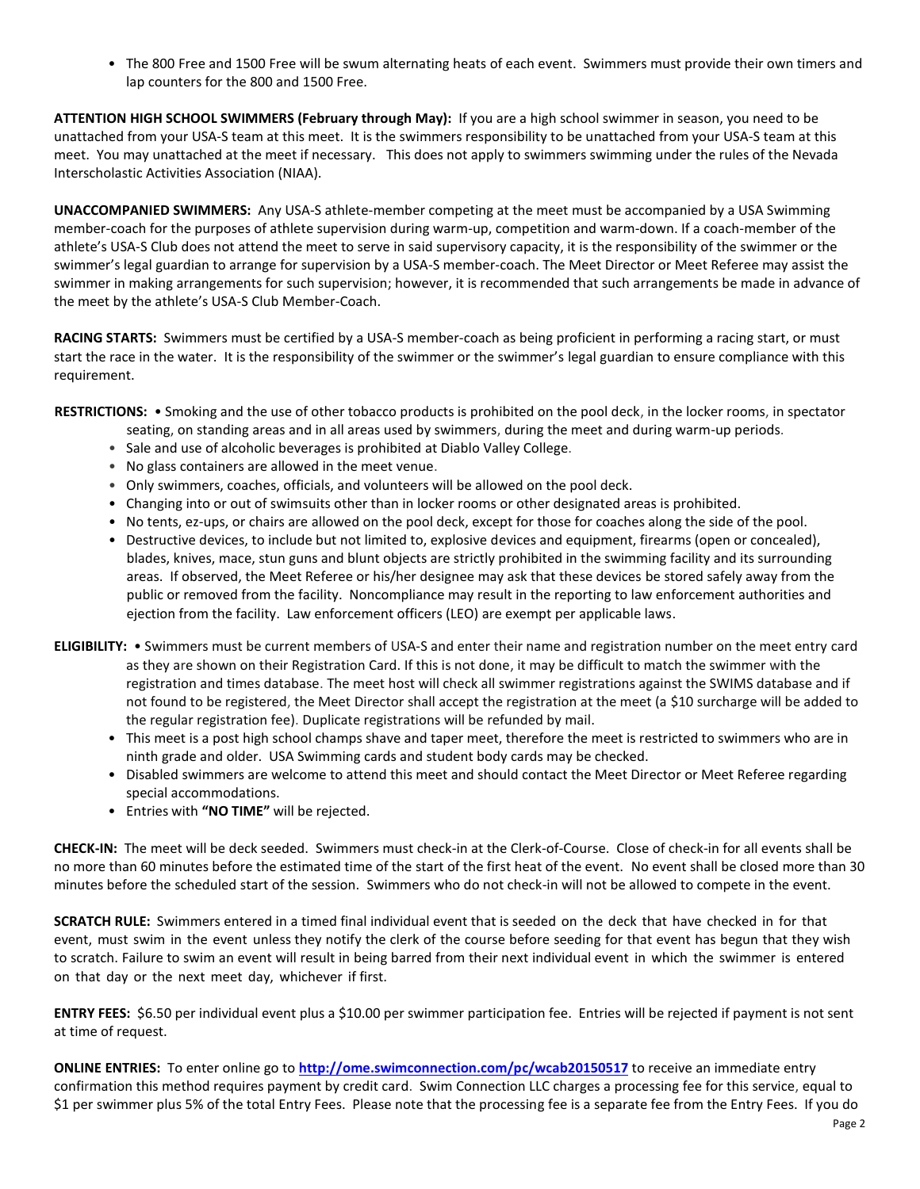- The 800 Free and 1500 Free will be swum alternating heats of each event. Swimmers must provide their own timers and lap counters for the 800 and 1500 Free.

**ATTENTION HIGH SCHOOL SWIMMERS (February through May):** If you are a high school swimmer in season, you need to be unattached from your USA-S team at this meet. It is the swimmers responsibility to be unattached from your USA-S team at this meet. You may unattached at the meet if necessary. This does not apply to swimmers swimming under the rules of the Nevada Interscholastic Activities Association (NIAA).

**UNACCOMPANIED SWIMMERS:** Any USA-S athlete-member competing at the meet must be accompanied by a USA Swimming member-coach for the purposes of athlete supervision during warm-up, competition and warm-down. If a coach-member of the athlete's USA-S Club does not attend the meet to serve in said supervisory capacity, it is the responsibility of the swimmer or the swimmer's legal guardian to arrange for supervision by a USA-S member-coach. The Meet Director or Meet Referee may assist the swimmer in making arrangements for such supervision; however, it is recommended that such arrangements be made in advance of the meet by the athlete's USA-S Club Member-Coach.

**RACING STARTS:** Swimmers must be certified by a USA-S member-coach as being proficient in performing a racing start, or must start the race in the water. It is the responsibility of the swimmer or the swimmer's legal guardian to ensure compliance with this requirement.

**RESTRICTIONS:**

- Smoking and the use of other tobacco products is prohibited on the pool deck, in the locker rooms, in spectator seating, on standing areas and in all areas used by swimmers, during the meet and during warm-up periods.
- Sale and use of alcoholic beverages is prohibited at Diablo Valley College.
- No glass containers are allowed in the meet venue.
- Only swimmers, coaches, officials, and volunteers will be allowed on the pool deck.
- Changing into or out of swimsuits other than in locker rooms or other designated areas is prohibited.
- No tents, ez-ups, or chairs are allowed on the pool deck, except for those for coaches along the side of the pool.
- Destructive devices, to include but not limited to, explosive devices and equipment, firearms (open or concealed), blades, knives, mace, stun guns and blunt objects are strictly prohibited in the swimming facility and its surrounding areas. If observed, the Meet Referee or his/her designee may ask that these devices be stored safely away from the public or removed from the facility. Noncompliance may result in the reporting to law enforcement authorities and ejection from the facility. Law enforcement officers (LEO) are exempt per applicable laws.

**ELIGIBILITY:**

- Swimmers must be current members of USA-S and enter their name and registration number on the meet entry card as they are shown on their Registration Card. If this is not done, it may be difficult to match the swimmer with the registration and times database. The meet host will check all swimmer registrations against the SWIMS database and if not found to be registered, the Meet Director shall accept the registration at the meet (a $10 surcharge will be added to the regular registration fee). Duplicate registrations will be refunded by mail.
- This meet is a post high school champs shave and taper meet, therefore the meet is restricted to swimmers who are in ninth grade and older. USA Swimming cards and student body cards may be checked.
- Disabled swimmers are welcome to attend this meet and should contact the Meet Director or Meet Referee regarding special accommodations.
- Entries with **"NO TIME"** will be rejected.

**CHECK-IN:** The meet will be deck seeded. Swimmers must check-in at the Clerk-of-Course. Close of check-in for all events shall be no more than 60 minutes before the estimated time of the start of the first heat of the event. No event shall be closed more than 30 minutes before the scheduled start of the session. Swimmers who do not check-in will not be allowed to compete in the event.

**SCRATCH RULE:** Swimmers entered in a timed final individual event that is seeded on the deck that have checked in for that event, must swim in the event unless they notify the clerk of the course before seeding for that event has begun that they wish to scratch. Failure to swim an event will result in being barred from their next individual event in which the swimmer is entered on that day or the next meet day, whichever if first.

**ENTRY FEES:** $6.50 per individual event plus a $10.00 per swimmer participation fee. Entries will be rejected if payment is not sent at time of request.

**ONLINE ENTRIES:** To enter online go to **http://ome.swimconnection.com/pc/wcab20150517** to receive an immediate entry confirmation this method requires payment by credit card. Swim Connection LLC charges a processing fee for this service, equal to $1 per swimmer plus 5% of the total Entry Fees. Please note that the processing fee is a separate fee from the Entry Fees. If you do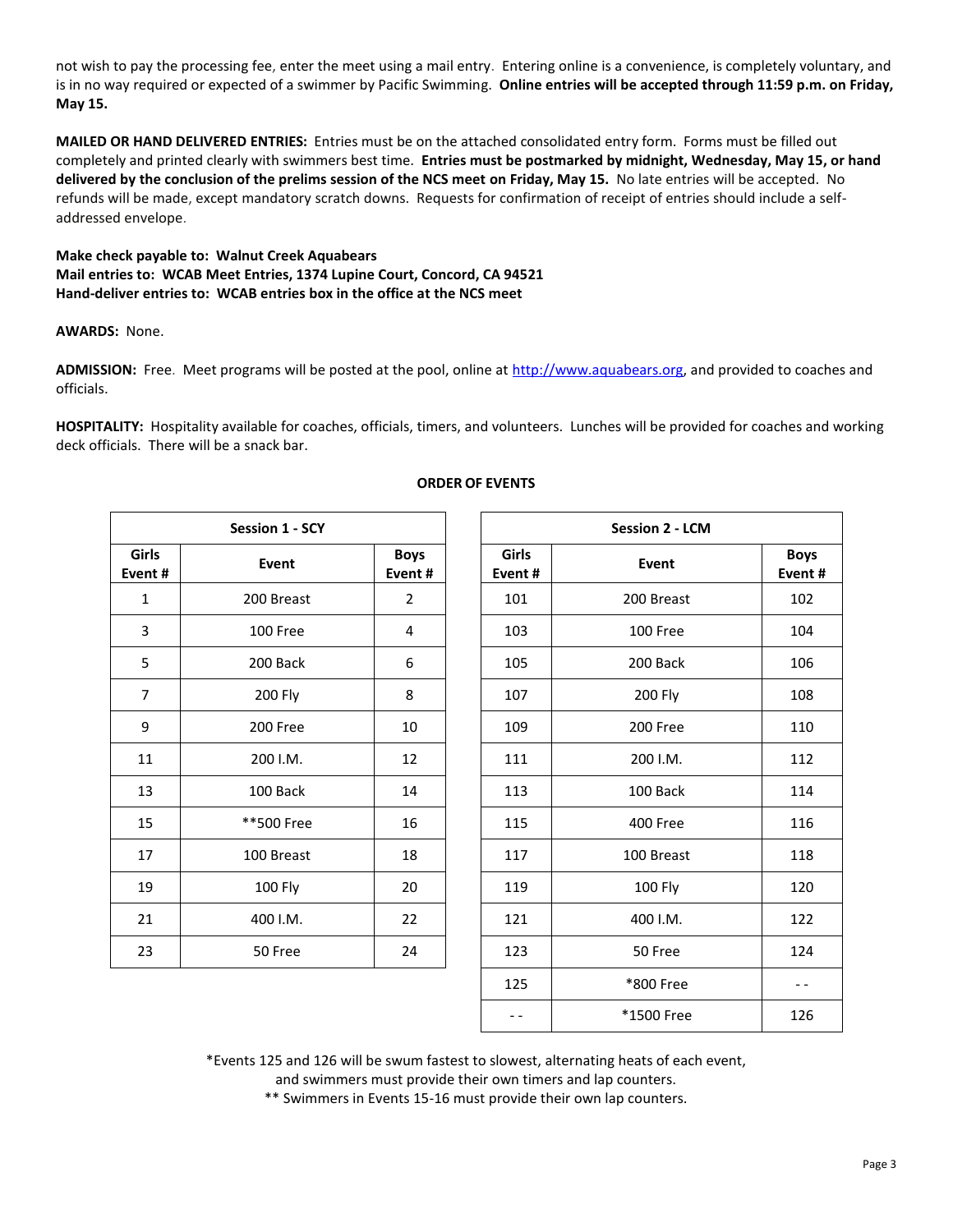not wish to pay the processing fee, enter the meet using a mail entry. Entering online is a convenience, is completely voluntary, and is in no way required or expected of a swimmer by Pacific Swimming. **Online entries will be accepted through 11:59 p.m. on Friday, May 15.**

**MAILED OR HAND DELIVERED ENTRIES:** Entries must be on the attached consolidated entry form. Forms must be filled out completely and printed clearly with swimmers best time. **Entries must be postmarked by midnight, Wednesday, May 15, or hand delivered by the conclusion of the prelims session of the NCS meet on Friday, May 15.** No late entries will be accepted. No refunds will be made, except mandatory scratch downs. Requests for confirmation of receipt of entries should include a self-addressed envelope.

**Make check payable to: Walnut Creek Aquabears**
**Mail entries to: WCAB Meet Entries, 1374 Lupine Court, Concord, CA 94521**
**Hand-deliver entries to: WCAB entries box in the office at the NCS meet**

**AWARDS:** None.

**ADMISSION:** Free. Meet programs will be posted at the pool, online at http://www.aquabears.org, and provided to coaches and officials.

**HOSPITALITY:** Hospitality available for coaches, officials, timers, and volunteers. Lunches will be provided for coaches and working deck officials. There will be a snack bar.

## ORDER OF EVENTS

| Session 1 - SCY | | |
|---|---|---|
| **Girls Event #** | **Event** | **Boys Event #** |
| 1 | 200 Breast | 2 |
| 3 | 100 Free | 4 |
| 5 | 200 Back | 6 |
| 7 | 200 Fly | 8 |
| 9 | 200 Free | 10 |
| 11 | 200 I.M. | 12 |
| 13 | 100 Back | 14 |
| 15 | **500 Free | 16 |
| 17 | 100 Breast | 18 |
| 19 | 100 Fly | 20 |
| 21 | 400 I.M. | 22 |
| 23 | 50 Free | 24 |

| Session 2 - LCM | | |
|---|---|---|
| **Girls Event #** | **Event** | **Boys Event #** |
| 101 | 200 Breast | 102 |
| 103 | 100 Free | 104 |
| 105 | 200 Back | 106 |
| 107 | 200 Fly | 108 |
| 109 | 200 Free | 110 |
| 111 | 200 I.M. | 112 |
| 113 | 100 Back | 114 |
| 115 | 400 Free | 116 |
| 117 | 100 Breast | 118 |
| 119 | 100 Fly | 120 |
| 121 | 400 I.M. | 122 |
| 123 | 50 Free | 124 |
| 125 | *800 Free | - - |
| - - | *1500 Free | 126 |

*Events 125 and 126 will be swum fastest to slowest, alternating heats of each event, and swimmers must provide their own timers and lap counters.
** Swimmers in Events 15-16 must provide their own lap counters.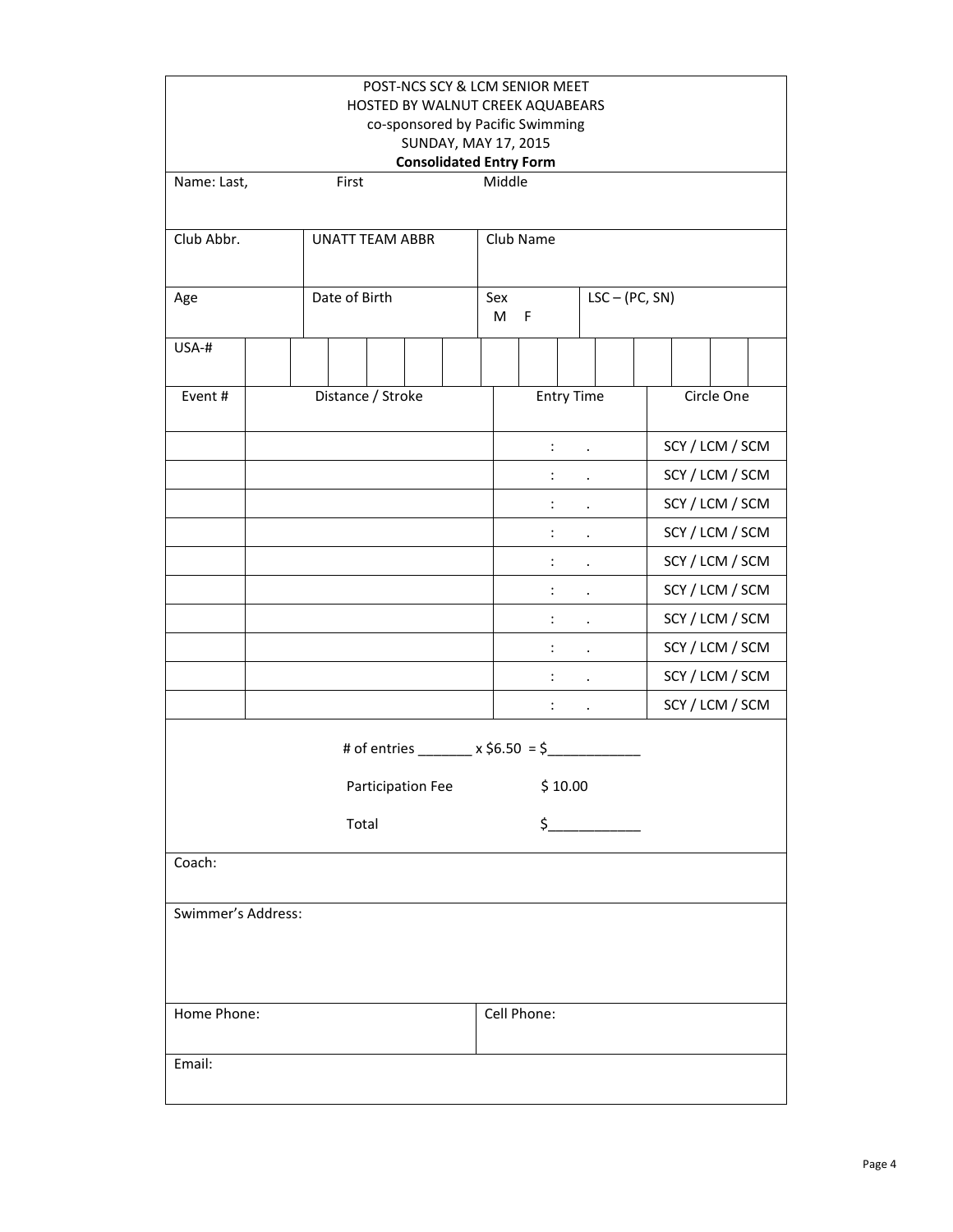POST-NCS SCY & LCM SENIOR MEET
HOSTED BY WALNUT CREEK AQUABEARS
co-sponsored by Pacific Swimming
SUNDAY, MAY 17, 2015

**Consolidated Entry Form**

| | | | |
|---|---|---|---|
| Name: Last, First | | Middle | |
| Club Abbr. | UNATT TEAM ABBR | Club Name | |
| Age | Date of Birth | Sex M F | LSC – (PC, SN) |
| USA-# | | | |

| Event # | Distance / Stroke | Entry Time | Circle One |
|---|---|---|---|
| | | : . | SCY / LCM / SCM |
| | | : . | SCY / LCM / SCM |
| | | : . | SCY / LCM / SCM |
| | | : . | SCY / LCM / SCM |
| | | : . | SCY / LCM / SCM |
| | | : . | SCY / LCM / SCM |
| | | : . | SCY / LCM / SCM |
| | | : . | SCY / LCM / SCM |
| | | : . | SCY / LCM / SCM |
| | | : . | SCY / LCM / SCM |

# of entries _______ x $6.50 = $____________

Participation Fee $ 10.00

Total $____________

Coach:

Swimmer's Address:

| | |
|---|---|
| Home Phone: | Cell Phone: |

Email: